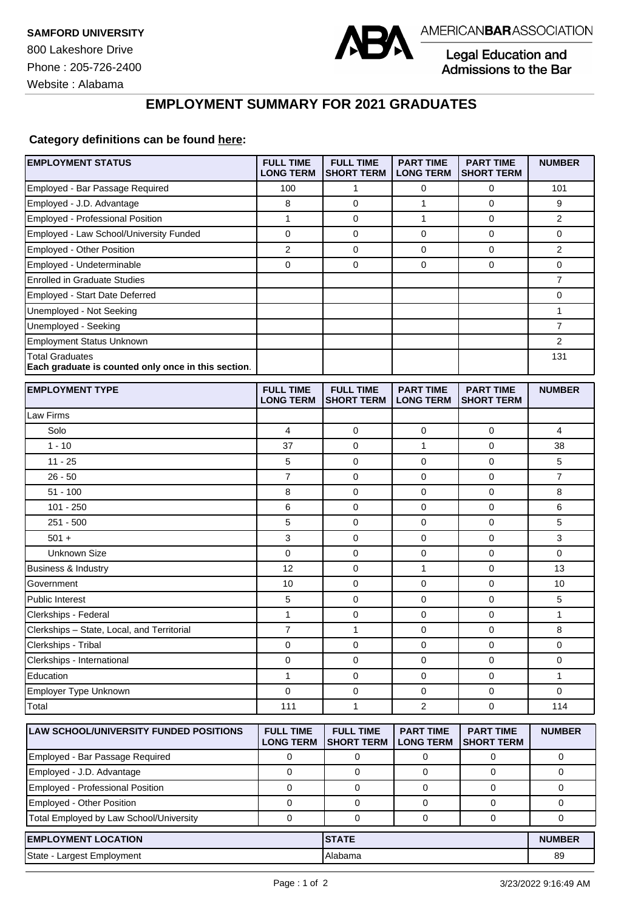**SAMFORD UNIVERSITY**
800 Lakeshore Drive
Phone : 205-726-2400
Website : Alabama

AMERICANBARASSOCIATION
Legal Education and Admissions to the Bar

## EMPLOYMENT SUMMARY FOR 2021 GRADUATES

**Category definitions can be found here:**

| EMPLOYMENT STATUS | FULL TIME LONG TERM | FULL TIME SHORT TERM | PART TIME LONG TERM | PART TIME SHORT TERM | NUMBER |
|---|---|---|---|---|---|
| Employed - Bar Passage Required | 100 | 1 | 0 | 0 | 101 |
| Employed - J.D. Advantage | 8 | 0 | 1 | 0 | 9 |
| Employed - Professional Position | 1 | 0 | 1 | 0 | 2 |
| Employed - Law School/University Funded | 0 | 0 | 0 | 0 | 0 |
| Employed - Other Position | 2 | 0 | 0 | 0 | 2 |
| Employed - Undeterminable | 0 | 0 | 0 | 0 | 0 |
| Enrolled in Graduate Studies | | | | | 7 |
| Employed - Start Date Deferred | | | | | 0 |
| Unemployed - Not Seeking | | | | | 1 |
| Unemployed - Seeking | | | | | 7 |
| Employment Status Unknown | | | | | 2 |
| Total Graduates **Each graduate is counted only once in this section**. | | | | | 131 |

| EMPLOYMENT TYPE | FULL TIME LONG TERM | FULL TIME SHORT TERM | PART TIME LONG TERM | PART TIME SHORT TERM | NUMBER |
|---|---|---|---|---|---|
| Law Firms | | | | | |
| Solo | 4 | 0 | 0 | 0 | 4 |
| 1 - 10 | 37 | 0 | 1 | 0 | 38 |
| 11 - 25 | 5 | 0 | 0 | 0 | 5 |
| 26 - 50 | 7 | 0 | 0 | 0 | 7 |
| 51 - 100 | 8 | 0 | 0 | 0 | 8 |
| 101 - 250 | 6 | 0 | 0 | 0 | 6 |
| 251 - 500 | 5 | 0 | 0 | 0 | 5 |
| 501 + | 3 | 0 | 0 | 0 | 3 |
| Unknown Size | 0 | 0 | 0 | 0 | 0 |
| Business & Industry | 12 | 0 | 1 | 0 | 13 |
| Government | 10 | 0 | 0 | 0 | 10 |
| Public Interest | 5 | 0 | 0 | 0 | 5 |
| Clerkships - Federal | 1 | 0 | 0 | 0 | 1 |
| Clerkships – State, Local, and Territorial | 7 | 1 | 0 | 0 | 8 |
| Clerkships - Tribal | 0 | 0 | 0 | 0 | 0 |
| Clerkships - International | 0 | 0 | 0 | 0 | 0 |
| Education | 1 | 0 | 0 | 0 | 1 |
| Employer Type Unknown | 0 | 0 | 0 | 0 | 0 |
| Total | 111 | 1 | 2 | 0 | 114 |

| LAW SCHOOL/UNIVERSITY FUNDED POSITIONS | FULL TIME LONG TERM | FULL TIME SHORT TERM | PART TIME LONG TERM | PART TIME SHORT TERM | NUMBER |
|---|---|---|---|---|---|
| Employed - Bar Passage Required | 0 | 0 | 0 | 0 | 0 |
| Employed - J.D. Advantage | 0 | 0 | 0 | 0 | 0 |
| Employed - Professional Position | 0 | 0 | 0 | 0 | 0 |
| Employed - Other Position | 0 | 0 | 0 | 0 | 0 |
| Total Employed by Law School/University | 0 | 0 | 0 | 0 | 0 |

| EMPLOYMENT LOCATION | STATE | NUMBER |
|---|---|---|
| State - Largest Employment | Alabama | 89 |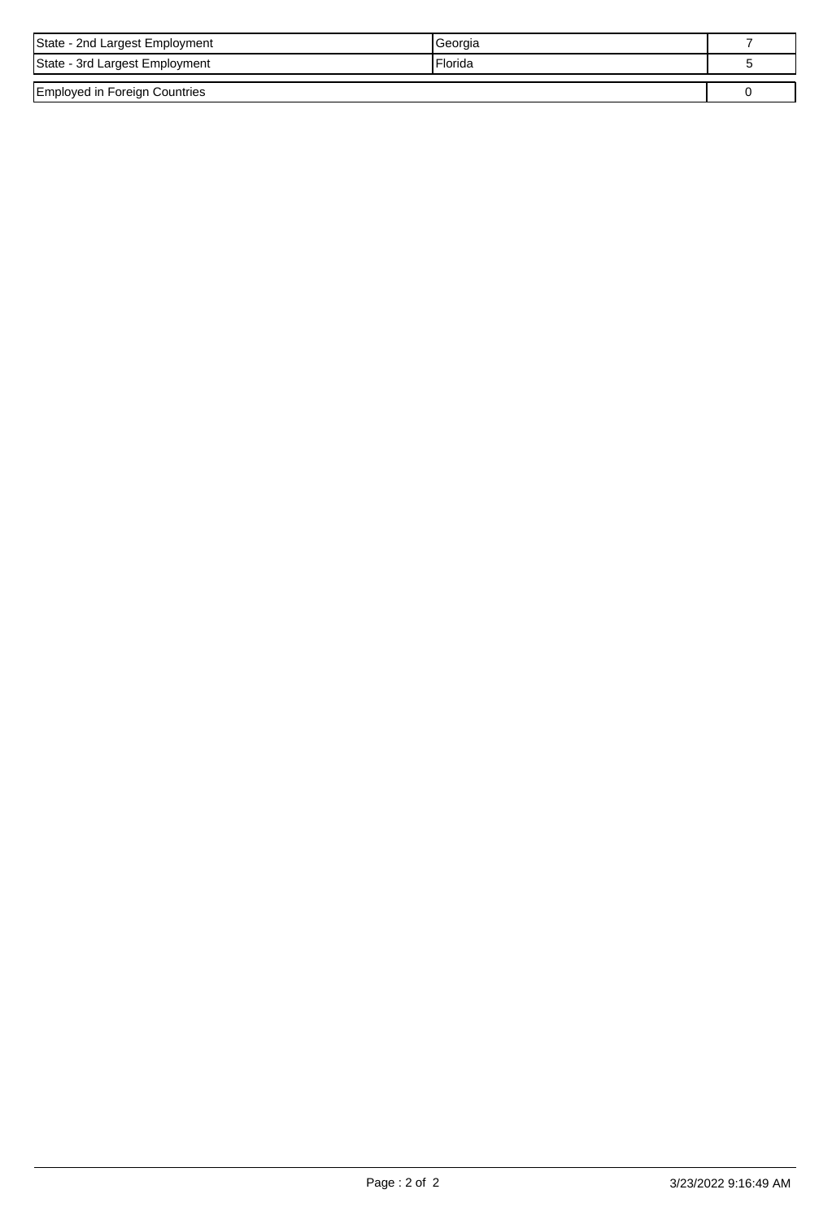| | | |
|---|---|---|
| State - 2nd Largest Employment | Georgia | 7 |
| State - 3rd Largest Employment | Florida | 5 |

| | |
|---|---|
| Employed in Foreign Countries | 0 |